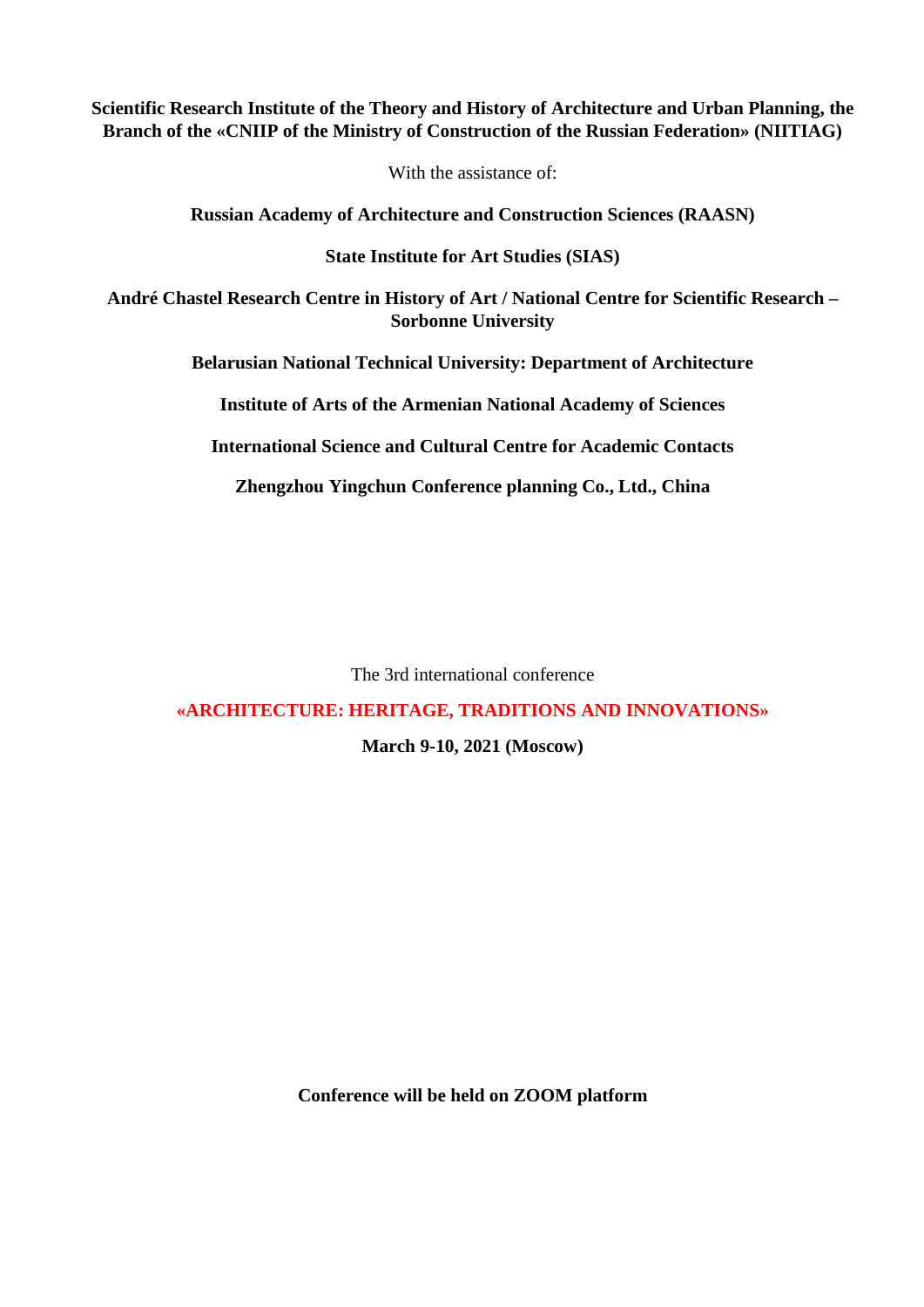**Scientific Research Institute of the Theory and History of Architecture and Urban Planning, the Branch of the «CNIIP of the Ministry of Construction of the Russian Federation» (NIITIAG)**

With the assistance of:

**Russian Academy of Architecture and Construction Sciences (RAASN)**

**State Institute for Art Studies (SIAS)**

**André Chastel Research Centre in History of Art / National Centre for Scientific Research – Sorbonne University**

**Belarusian National Technical University: Department of Architecture**

**Institute of Arts of the Armenian National Academy of Sciences**

**International Science and Cultural Centre for Academic Contacts**

**Zhengzhou Yingchun Conference planning Co., Ltd., China**

The 3rd international conference

# «ARCHITECTURE: HERITAGE, TRADITIONS AND INNOVATIONS»

**March 9-10, 2021 (Moscow)**

**Conference will be held on ZOOM platform**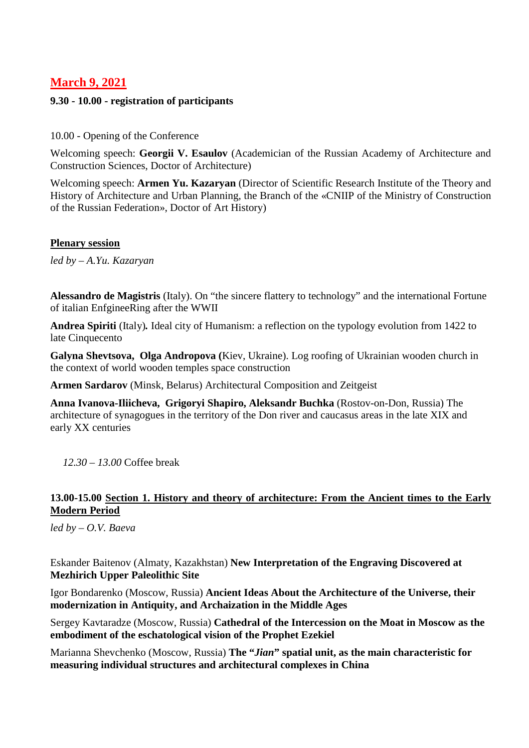## March 9, 2021

**9.30 - 10.00 - registration of participants**

10.00 - Opening of the Conference

Welcoming speech: **Georgii V. Esaulov** (Academician of the Russian Academy of Architecture and Construction Sciences, Doctor of Architecture)

Welcoming speech: **Armen Yu. Kazaryan** (Director of Scientific Research Institute of the Theory and History of Architecture and Urban Planning, the Branch of the «CNIIP of the Ministry of Construction of the Russian Federation», Doctor of Art History)

### Plenary session

*led by – A.Yu. Kazaryan*

**Alessandro de Magistris** (Italy). On "the sincere flattery to technology" and the international Fortune of italian EnfgineeRing after the WWII

**Andrea Spiriti** (Italy)**.** Ideal city of Humanism: a reflection on the typology evolution from 1422 to late Cinquecento

**Galyna Shevtsova, Olga Andropova (**Kiev, Ukraine). Log roofing of Ukrainian wooden church in the context of world wooden temples space construction

**Armen Sardarov** (Minsk, Belarus) Architectural Composition and Zeitgeist

**Anna Ivanova-Iliicheva, Grigoryi Shapiro, Aleksandr Buchka** (Rostov-on-Don, Russia) The architecture of synagogues in the territory of the Don river and caucasus areas in the late XIX and early XX centuries

*12.30 – 13.00* Coffee break

### 13.00-15.00 Section 1. History and theory of architecture: From the Ancient times to the Early Modern Period

*led by – O.V. Baeva*

Eskander Baitenov (Almaty, Kazakhstan) **New Interpretation of the Engraving Discovered at Mezhirich Upper Paleolithic Site**

Igor Bondarenko (Moscow, Russia) **Ancient Ideas About the Architecture of the Universe, their modernization in Antiquity, and Archaization in the Middle Ages**

Sergey Kavtaradze (Moscow, Russia) **Cathedral of the Intercession on the Moat in Moscow as the embodiment of the eschatological vision of the Prophet Ezekiel**

Marianna Shevchenko (Moscow, Russia) **The "*Jian*" spatial unit, as the main characteristic for measuring individual structures and architectural complexes in China**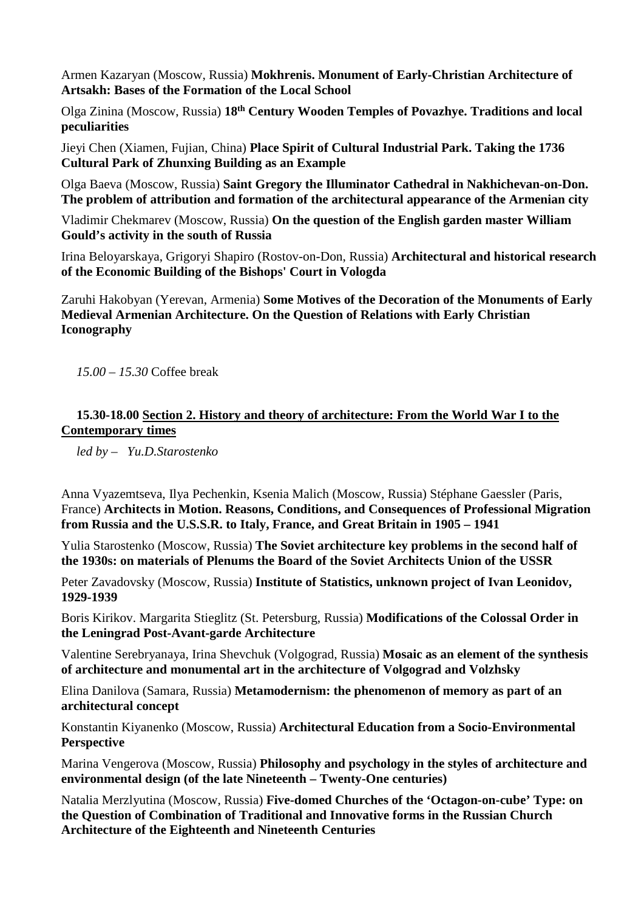Armen Kazaryan (Moscow, Russia) **Mokhrenis. Monument of Early-Christian Architecture of Artsakh: Bases of the Formation of the Local School**

Olga Zinina (Moscow, Russia) **18th Century Wooden Temples of Povazhye. Traditions and local peculiarities**

Jieyi Chen (Xiamen, Fujian, China) **Place Spirit of Cultural Industrial Park. Taking the 1736 Cultural Park of Zhunxing Building as an Example**

Olga Baeva (Moscow, Russia) **Saint Gregory the Illuminator Cathedral in Nakhichevan-on-Don. The problem of attribution and formation of the architectural appearance of the Armenian city**

Vladimir Chekmarev (Moscow, Russia) **On the question of the English garden master William Gould's activity in the south of Russia**

Irina Beloyarskaya, Grigoryi Shapiro (Rostov-on-Don, Russia) **Architectural and historical research of the Economic Building of the Bishops' Court in Vologda**

Zaruhi Hakobyan (Yerevan, Armenia) **Some Motives of the Decoration of the Monuments of Early Medieval Armenian Architecture. On the Question of Relations with Early Christian Iconography**

*15.00 – 15.30* Coffee break

**15.30-18.00 Section 2. History and theory of architecture: From the World War I to the Contemporary times**

*led by – Yu.D.Starostenko*

Anna Vyazemtseva, Ilya Pechenkin, Ksenia Malich (Moscow, Russia) Stéphane Gaessler (Paris, France) **Architects in Motion. Reasons, Conditions, and Consequences of Professional Migration from Russia and the U.S.S.R. to Italy, France, and Great Britain in 1905 – 1941**

Yulia Starostenko (Moscow, Russia) **The Soviet architecture key problems in the second half of the 1930s: on materials of Plenums the Board of the Soviet Architects Union of the USSR**

Peter Zavadovsky (Moscow, Russia) **Institute of Statistics, unknown project of Ivan Leonidov, 1929-1939**

Boris Kirikov. Margarita Stieglitz (St. Petersburg, Russia) **Modifications of the Colossal Order in the Leningrad Post-Avant-garde Architecture**

Valentine Serebryanaya, Irina Shevchuk (Volgograd, Russia) **Mosaic as an element of the synthesis of architecture and monumental art in the architecture of Volgograd and Volzhsky**

Elina Danilova (Samara, Russia) **Metamodernism: the phenomenon of memory as part of an architectural concept**

Konstantin Kiyanenko (Moscow, Russia) **Architectural Education from a Socio-Environmental Perspective**

Marina Vengerova (Moscow, Russia) **Philosophy and psychology in the styles of architecture and environmental design (of the late Nineteenth – Twenty-One centuries)**

Natalia Merzlyutina (Moscow, Russia) **Five-domed Churches of the 'Octagon-on-cube' Type: on the Question of Combination of Traditional and Innovative forms in the Russian Church Architecture of the Eighteenth and Nineteenth Centuries**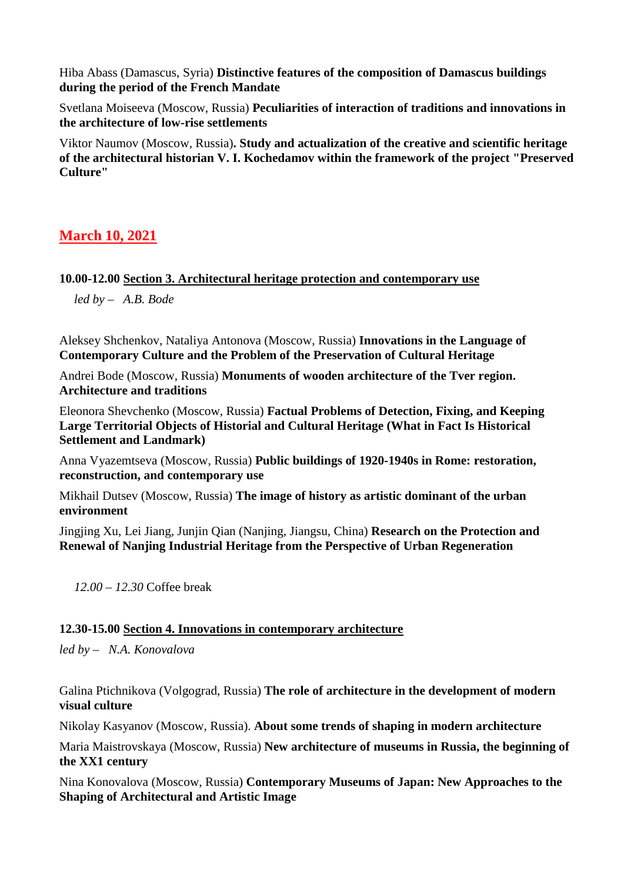Hiba Abass (Damascus, Syria) **Distinctive features of the composition of Damascus buildings during the period of the French Mandate**

Svetlana Moiseeva (Moscow, Russia) **Peculiarities of interaction of traditions and innovations in the architecture of low-rise settlements**

Viktor Naumov (Moscow, Russia)**. Study and actualization of the creative and scientific heritage of the architectural historian V. I. Kochedamov within the framework of the project "Preserved Culture"**

## March 10, 2021

**10.00-12.00 Section 3. Architectural heritage protection and contemporary use**

*led by – A.B. Bode*

Aleksey Shchenkov, Nataliya Antonova (Moscow, Russia) **Innovations in the Language of Contemporary Culture and the Problem of the Preservation of Cultural Heritage**

Andrei Bode (Moscow, Russia) **Monuments of wooden architecture of the Tver region. Architecture and traditions**

Eleonora Shevchenko (Moscow, Russia) **Factual Problems of Detection, Fixing, and Keeping Large Territorial Objects of Historial and Cultural Heritage (What in Fact Is Historical Settlement and Landmark)**

Anna Vyazemtseva (Moscow, Russia) **Public buildings of 1920-1940s in Rome: restoration, reconstruction, and contemporary use**

Mikhail Dutsev (Moscow, Russia) **The image of history as artistic dominant of the urban environment**

Jingjing Xu, Lei Jiang, Junjin Qian (Nanjing, Jiangsu, China) **Research on the Protection and Renewal of Nanjing Industrial Heritage from the Perspective of Urban Regeneration**

*12.00 – 12.30* Coffee break

**12.30-15.00 Section 4. Innovations in contemporary architecture**

*led by – N.A. Konovalova*

Galina Ptichnikova (Volgograd, Russia) **The role of architecture in the development of modern visual culture**

Nikolay Kasyanov (Moscow, Russia). **About some trends of shaping in modern architecture**

Maria Maistrovskaya (Moscow, Russia) **New architecture of museums in Russia, the beginning of the XX1 century**

Nina Konovalova (Moscow, Russia) **Contemporary Museums of Japan: New Approaches to the Shaping of Architectural and Artistic Image**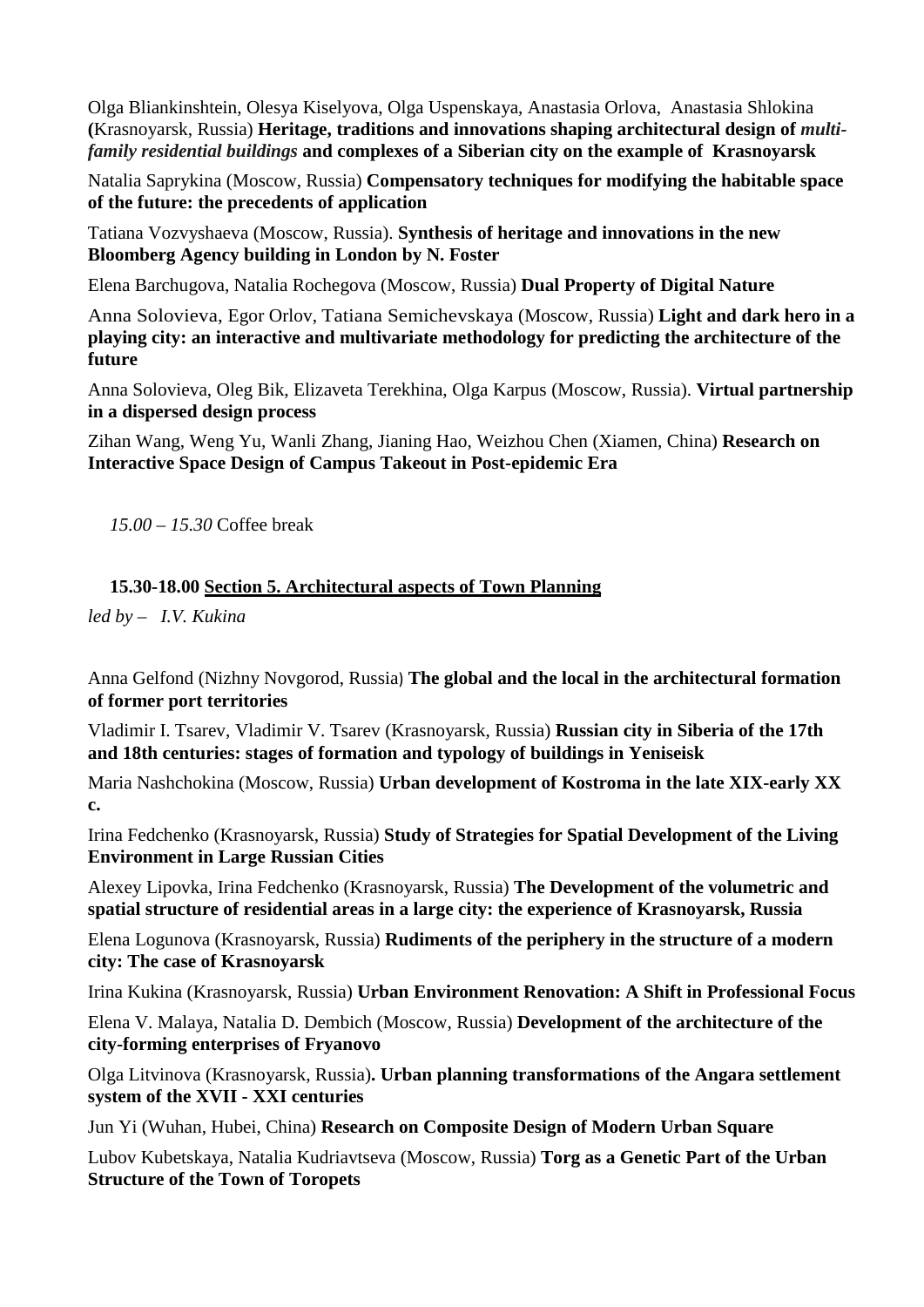Olga Bliankinshtein, Olesya Kiselyova, Olga Uspenskaya, Anastasia Orlova, Anastasia Shlokina (Krasnoyarsk, Russia) **Heritage, traditions and innovations shaping architectural design of *multi-family residential buildings* and complexes of a Siberian city on the example of Krasnoyarsk**

Natalia Saprykina (Moscow, Russia) **Compensatory techniques for modifying the habitable space of the future: the precedents of application**

Tatiana Vozvyshaeva (Moscow, Russia). **Synthesis of heritage and innovations in the new Bloomberg Agency building in London by N. Foster**

Elena Barchugova, Natalia Rochegova (Moscow, Russia) **Dual Property of Digital Nature**

Anna Solovieva, Egor Orlov, Tatiana Semichevskaya (Moscow, Russia) **Light and dark hero in a playing city: an interactive and multivariate methodology for predicting the architecture of the future**

Anna Solovieva, Oleg Bik, Elizaveta Terekhina, Olga Karpus (Moscow, Russia). **Virtual partnership in a dispersed design process**

Zihan Wang, Weng Yu, Wanli Zhang, Jianing Hao, Weizhou Chen (Xiamen, China) **Research on Interactive Space Design of Campus Takeout in Post-epidemic Era**

*15.00 – 15.30* Coffee break

**15.30-18.00 Section 5. Architectural aspects of Town Planning**

*led by – I.V. Kukina*

Anna Gelfond (Nizhny Novgorod, Russia) **The global and the local in the architectural formation of former port territories**

Vladimir I. Tsarev, Vladimir V. Tsarev (Krasnoyarsk, Russia) **Russian city in Siberia of the 17th and 18th centuries: stages of formation and typology of buildings in Yeniseisk**

Maria Nashchokina (Moscow, Russia) **Urban development of Kostroma in the late XIX-early XX c.**

Irina Fedchenko (Krasnoyarsk, Russia) **Study of Strategies for Spatial Development of the Living Environment in Large Russian Cities**

Alexey Lipovka, Irina Fedchenko (Krasnoyarsk, Russia) **The Development of the volumetric and spatial structure of residential areas in a large city: the experience of Krasnoyarsk, Russia**

Elena Logunova (Krasnoyarsk, Russia) **Rudiments of the periphery in the structure of a modern city: The case of Krasnoyarsk**

Irina Kukina (Krasnoyarsk, Russia) **Urban Environment Renovation: A Shift in Professional Focus**

Elena V. Malaya, Natalia D. Dembich (Moscow, Russia) **Development of the architecture of the city-forming enterprises of Fryanovo**

Olga Litvinova (Krasnoyarsk, Russia)**. Urban planning transformations of the Angara settlement system of the XVII - XXI centuries**

Jun Yi (Wuhan, Hubei, China) **Research on Composite Design of Modern Urban Square**

Lubov Kubetskaya, Natalia Kudriavtseva (Moscow, Russia) **Torg as a Genetic Part of the Urban Structure of the Town of Toropets**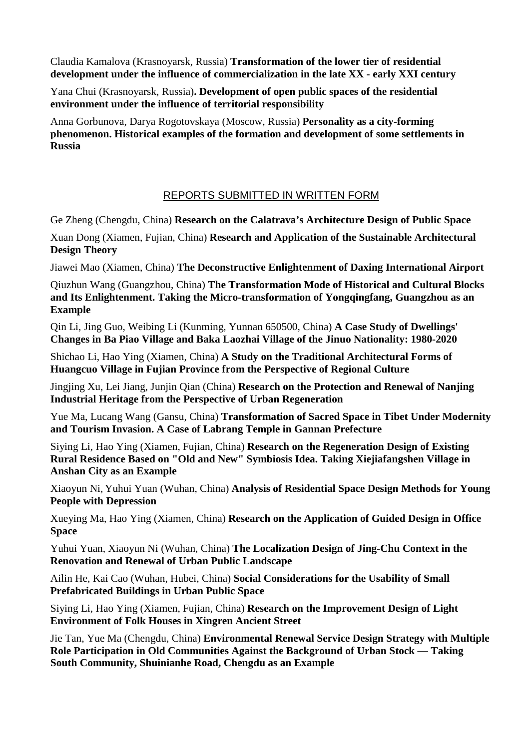Claudia Kamalova (Krasnoyarsk, Russia) **Transformation of the lower tier of residential development under the influence of commercialization in the late XX - early XXI century**

Yana Chui (Krasnoyarsk, Russia)**. Development of open public spaces of the residential environment under the influence of territorial responsibility**

Anna Gorbunova, Darya Rogotovskaya (Moscow, Russia) **Personality as a city-forming phenomenon. Historical examples of the formation and development of some settlements in Russia**

## REPORTS SUBMITTED IN WRITTEN FORM

Ge Zheng (Chengdu, China) **Research on the Calatrava's Architecture Design of Public Space**

Xuan Dong (Xiamen, Fujian, China) **Research and Application of the Sustainable Architectural Design Theory**

Jiawei Mao (Xiamen, China) **The Deconstructive Enlightenment of Daxing International Airport**

Qiuzhun Wang (Guangzhou, China) **The Transformation Mode of Historical and Cultural Blocks and Its Enlightenment. Taking the Micro-transformation of Yongqingfang, Guangzhou as an Example**

Qin Li, Jing Guo, Weibing Li (Kunming, Yunnan 650500, China) **A Case Study of Dwellings' Changes in Ba Piao Village and Baka Laozhai Village of the Jinuo Nationality: 1980-2020**

Shichao Li, Hao Ying (Xiamen, China) **A Study on the Traditional Architectural Forms of Huangcuo Village in Fujian Province from the Perspective of Regional Culture**

Jingjing Xu, Lei Jiang, Junjin Qian (China) **Research on the Protection and Renewal of Nanjing Industrial Heritage from the Perspective of Urban Regeneration**

Yue Ma, Lucang Wang (Gansu, China) **Transformation of Sacred Space in Tibet Under Modernity and Tourism Invasion. A Case of Labrang Temple in Gannan Prefecture**

Siying Li, Hao Ying (Xiamen, Fujian, China) **Research on the Regeneration Design of Existing Rural Residence Based on "Old and New" Symbiosis Idea. Taking Xiejiafangshen Village in Anshan City as an Example**

Xiaoyun Ni, Yuhui Yuan (Wuhan, China) **Analysis of Residential Space Design Methods for Young People with Depression**

Xueying Ma, Hao Ying (Xiamen, China) **Research on the Application of Guided Design in Office Space**

Yuhui Yuan, Xiaoyun Ni (Wuhan, China) **The Localization Design of Jing-Chu Context in the Renovation and Renewal of Urban Public Landscape**

Ailin He, Kai Cao (Wuhan, Hubei, China) **Social Considerations for the Usability of Small Prefabricated Buildings in Urban Public Space**

Siying Li, Hao Ying (Xiamen, Fujian, China) **Research on the Improvement Design of Light Environment of Folk Houses in Xingren Ancient Street**

Jie Tan, Yue Ma (Chengdu, China) **Environmental Renewal Service Design Strategy with Multiple Role Participation in Old Communities Against the Background of Urban Stock — Taking South Community, Shuinianhe Road, Chengdu as an Example**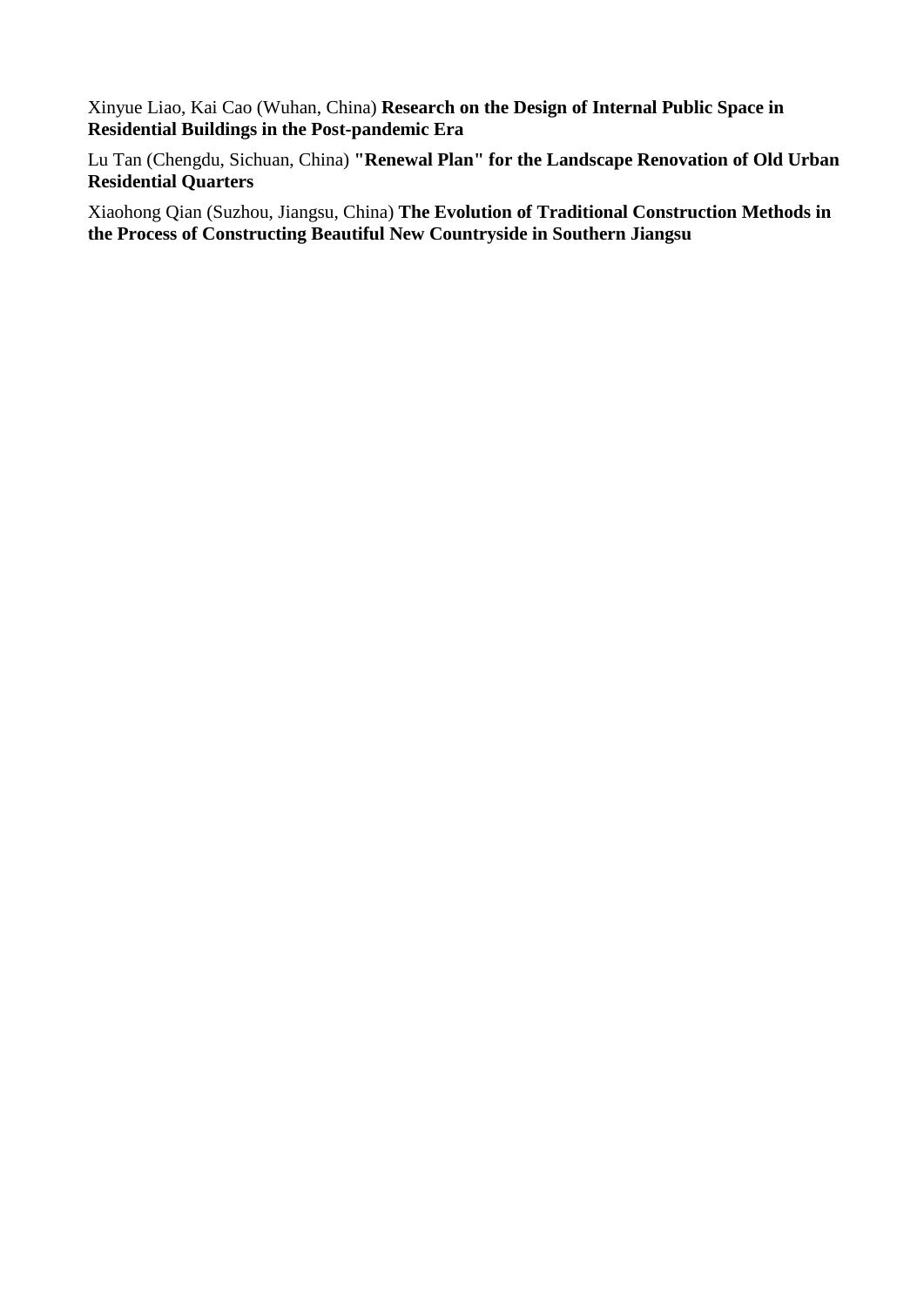Xinyue Liao, Kai Cao (Wuhan, China) **Research on the Design of Internal Public Space in Residential Buildings in the Post-pandemic Era**

Lu Tan (Chengdu, Sichuan, China) **"Renewal Plan" for the Landscape Renovation of Old Urban Residential Quarters**

Xiaohong Qian (Suzhou, Jiangsu, China) **The Evolution of Traditional Construction Methods in the Process of Constructing Beautiful New Countryside in Southern Jiangsu**